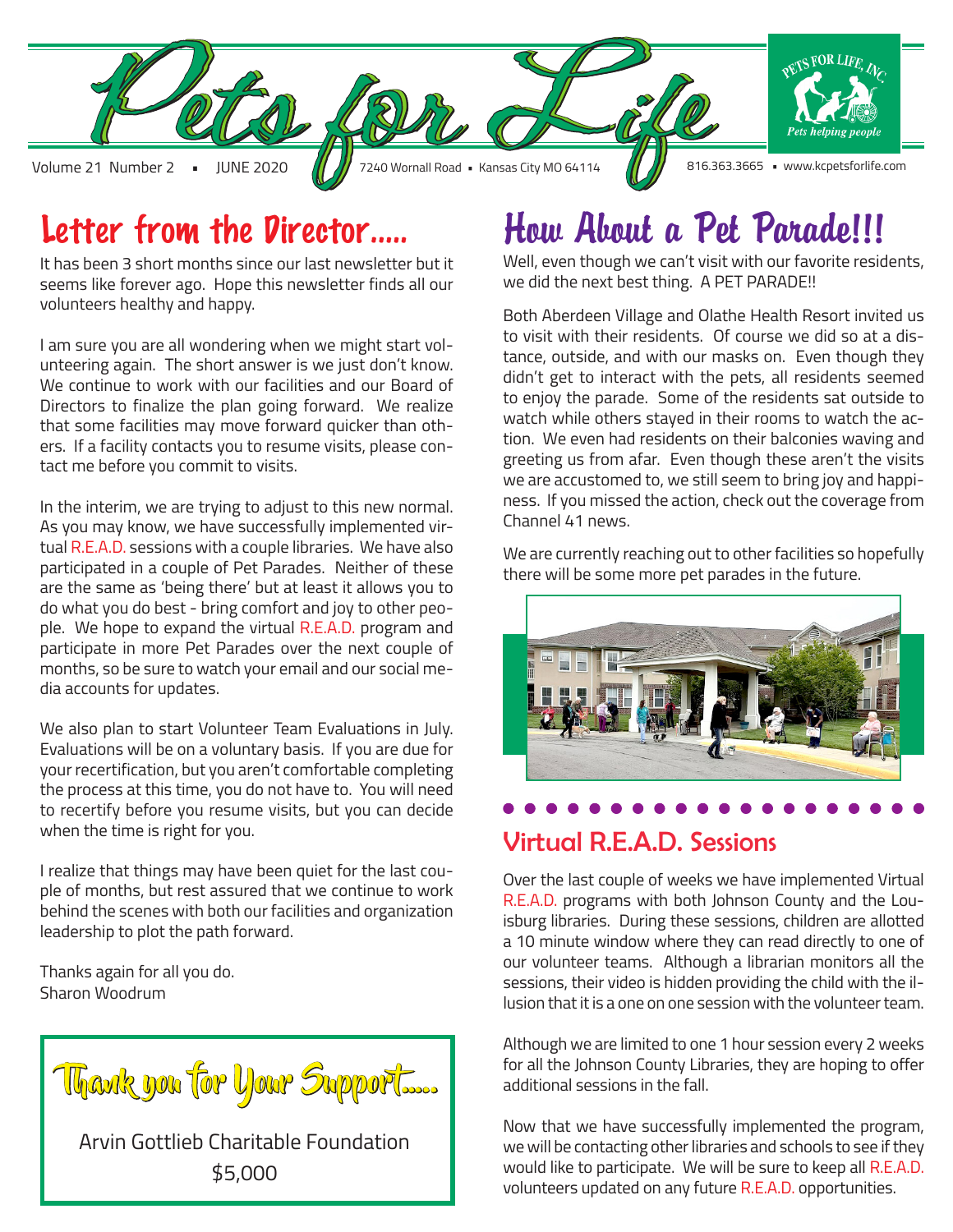# Pets for Life

Volume 21 Number 2 ▪ JUNE 2020 | 7240 Wornall Road ▪ Kansas City MO 64114 | 816.363.3665 ▪ www.kcpetsforlife.com

PETS FOR LIFE, INC. — *Pets helping people*

## Letter from the Director.....

It has been 3 short months since our last newsletter but it seems like forever ago. Hope this newsletter finds all our volunteers healthy and happy.

I am sure you are all wondering when we might start volunteering again. The short answer is we just don't know. We continue to work with our facilities and our Board of Directors to finalize the plan going forward. We realize that some facilities may move forward quicker than others. If a facility contacts you to resume visits, please contact me before you commit to visits.

In the interim, we are trying to adjust to this new normal. As you may know, we have successfully implemented virtual R.E.A.D. sessions with a couple libraries. We have also participated in a couple of Pet Parades. Neither of these are the same as 'being there' but at least it allows you to do what you do best - bring comfort and joy to other people. We hope to expand the virtual R.E.A.D. program and participate in more Pet Parades over the next couple of months, so be sure to watch your email and our social media accounts for updates.

We also plan to start Volunteer Team Evaluations in July. Evaluations will be on a voluntary basis. If you are due for your recertification, but you aren't comfortable completing the process at this time, you do not have to. You will need to recertify before you resume visits, but you can decide when the time is right for you.

I realize that things may have been quiet for the last couple of months, but rest assured that we continue to work behind the scenes with both our facilities and organization leadership to plot the path forward.

Thanks again for all you do.
Sharon Woodrum

### Thank you for Your Support.....

Arvin Gottlieb Charitable Foundation
$5,000

## How About a Pet Parade!!!

Well, even though we can't visit with our favorite residents, we did the next best thing. A PET PARADE!!

Both Aberdeen Village and Olathe Health Resort invited us to visit with their residents. Of course we did so at a distance, outside, and with our masks on. Even though they didn't get to interact with the pets, all residents seemed to enjoy the parade. Some of the residents sat outside to watch while others stayed in their rooms to watch the action. We even had residents on their balconies waving and greeting us from afar. Even though these aren't the visits we are accustomed to, we still seem to bring joy and happiness. If you missed the action, check out the coverage from Channel 41 news.

We are currently reaching out to other facilities so hopefully there will be some more pet parades in the future.

## Virtual R.E.A.D. Sessions

Over the last couple of weeks we have implemented Virtual R.E.A.D. programs with both Johnson County and the Louisburg libraries. During these sessions, children are allotted a 10 minute window where they can read directly to one of our volunteer teams. Although a librarian monitors all the sessions, their video is hidden providing the child with the illusion that it is a one on one session with the volunteer team.

Although we are limited to one 1 hour session every 2 weeks for all the Johnson County Libraries, they are hoping to offer additional sessions in the fall.

Now that we have successfully implemented the program, we will be contacting other libraries and schools to see if they would like to participate. We will be sure to keep all R.E.A.D. volunteers updated on any future R.E.A.D. opportunities.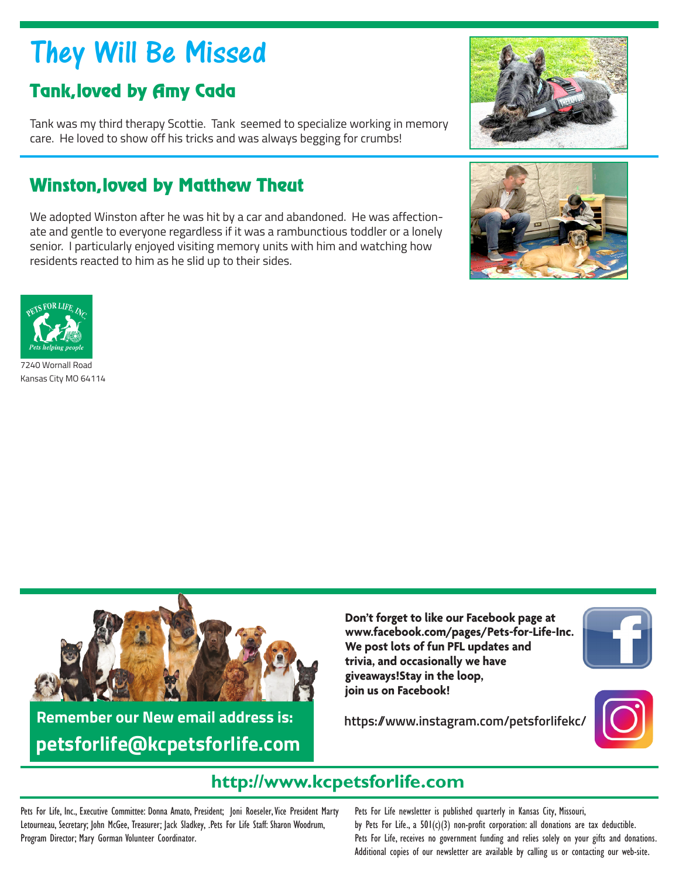# They Will Be Missed

## Tank, loved by Amy Cada

Tank was my third therapy Scottie. Tank seemed to specialize working in memory care. He loved to show off his tricks and was always begging for crumbs!

## Winston, loved by Matthew Theut

We adopted Winston after he was hit by a car and abandoned. He was affectionate and gentle to everyone regardless if it was a rambunctious toddler or a lonely senior. I particularly enjoyed visiting memory units with him and watching how residents reacted to him as he slid up to their sides.

PETS FOR LIFE, INC.
*Pets helping people*

7240 Wornall Road
Kansas City MO 64114

**Remember our New email address is:**
**petsforlife@kcpetsforlife.com**

**Don't forget to like our Facebook page at www.facebook.com/pages/Pets-for-Life-Inc. We post lots of fun PFL updates and trivia, and occasionally we have giveaways! Stay in the loop, join us on Facebook!**

**https://www.instagram.com/petsforlifekc/**

**http://www.kcpetsforlife.com**

Pets For Life, Inc., Executive Committee: Donna Amato, President; Joni Roeseler, Vice President Marty Letourneau, Secretary; John McGee, Treasurer; Jack Sladkey, .Pets For Life Staff: Sharon Woodrum, Program Director; Mary Gorman Volunteer Coordinator.

Pets For Life newsletter is published quarterly in Kansas City, Missouri, by Pets For Life., a 501(c)(3) non-profit corporation: all donations are tax deductible. Pets For Life, receives no government funding and relies solely on your gifts and donations. Additional copies of our newsletter are available by calling us or contacting our web-site.